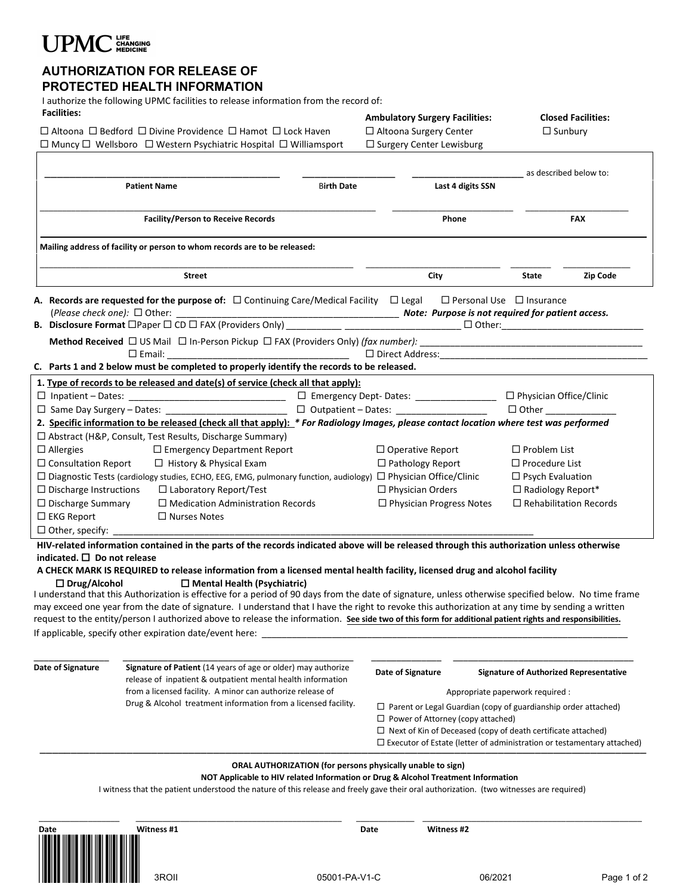UPMC LIFE CHANGING MEDICINE

## AUTHORIZATION FOR RELEASE OF PROTECTED HEALTH INFORMATION

I authorize the following UPMC facilities to release information from the record of:

**Facilities:**
☐ Altoona ☐ Bedford ☐ Divine Providence ☐ Hamot ☐ Lock Haven
☐ Muncy ☐ Wellsboro ☐ Western Psychiatric Hospital ☐ Williamsport

**Ambulatory Surgery Facilities:**
☐ Altoona Surgery Center
☐ Surgery Center Lewisburg

**Closed Facilities:**
☐ Sunbury

| **Patient Name** | **Birth Date** | **Last 4 digits SSN** | as described below to: |
|---|---|---|---|
| | | | |

| **Facility/Person to Receive Records** | **Phone** | **FAX** |
|---|---|---|
| | | |

**Mailing address of facility or person to whom records are to be released:**

| **Street** | **City** | **State** | **Zip Code** |
|---|---|---|---|
| | | | |

**A. Records are requested for the purpose of:** ☐ Continuing Care/Medical Facility ☐ Legal ☐ Personal Use ☐ Insurance
(*Please check one):* ☐ Other: ______________________ ***Note: Purpose is not required for patient access.***

**B. Disclosure Format** ☐Paper ☐ CD ☐ FAX (Providers Only) __________ ______________________ ☐ Other:____________________________

**Method Received** ☐ US Mail ☐ In-Person Pickup ☐ FAX (Providers Only) *(fax number):* ______________________
☐ Email: ______________________ ☐ Direct Address:______________________

**C. Parts 1 and 2 below must be completed to properly identify the records to be released.**

**1. Type of records to be released and date(s) of service (check all that apply):**

☐ Inpatient – Dates: ______________________ ☐ Emergency Dept- Dates: _______________ ☐ Physician Office/Clinic
☐ Same Day Surgery – Dates: ______________________ ☐ Outpatient – Dates: _________________ ☐ Other _____________

**2. Specific information to be released (check all that apply):** ***\* For Radiology Images, please contact location where test was performed***

☐ Abstract (H&P, Consult, Test Results, Discharge Summary)

| | | | |
|---|---|---|---|
| ☐ Allergies | ☐ Emergency Department Report | ☐ Operative Report | ☐ Problem List |
| ☐ Consultation Report | ☐ History & Physical Exam | ☐ Pathology Report | ☐ Procedure List |
| ☐ Diagnostic Tests (cardiology studies, ECHO, EEG, EMG, pulmonary function, audiology) | | ☐ Physician Office/Clinic | ☐ Psych Evaluation |
| ☐ Discharge Instructions | ☐ Laboratory Report/Test | ☐ Physician Orders | ☐ Radiology Report* |
| ☐ Discharge Summary | ☐ Medication Administration Records | ☐ Physician Progress Notes | ☐ Rehabilitation Records |
| ☐ EKG Report | ☐ Nurses Notes | | |

☐ Other, specify: ____________________________________________

**HIV-related information contained in the parts of the records indicated above will be released through this authorization unless otherwise indicated. ☐ Do not release**

**A CHECK MARK IS REQUIRED to release information from a licensed mental health facility, licensed drug and alcohol facility**

**☐ Drug/Alcohol** **☐ Mental Health (Psychiatric)**

I understand that this Authorization is effective for a period of 90 days from the date of signature, unless otherwise specified below. No time frame may exceed one year from the date of signature. I understand that I have the right to revoke this authorization at any time by sending a written request to the entity/person I authorized above to release the information. **See side two of this form for additional patient rights and responsibilities.**

If applicable, specify other expiration date/event here: ____________________________________________

**Date of Signature** ______________

**Signature of Patient** (14 years of age or older) may authorize release of inpatient & outpatient mental health information from a licensed facility. A minor can authorize release of Drug & Alcohol treatment information from a licensed facility.

**Date of Signature** ______________

**Signature of Authorized Representative**

Appropriate paperwork required :

☐ Parent or Legal Guardian (copy of guardianship order attached)
☐ Power of Attorney (copy attached)
☐ Next of Kin of Deceased (copy of death certificate attached)
☐ Executor of Estate (letter of administration or testamentary attached)

**ORAL AUTHORIZATION (for persons physically unable to sign)**

**NOT Applicable to HIV related Information or Drug & Alcohol Treatment Information**

I witness that the patient understood the nature of this release and freely gave their oral authorization. (two witnesses are required)

| **Date** | **Witness #1** | **Date** | **Witness #2** |
|---|---|---|---|
| | | | |

3ROII 05001-PA-V1-C 06/2021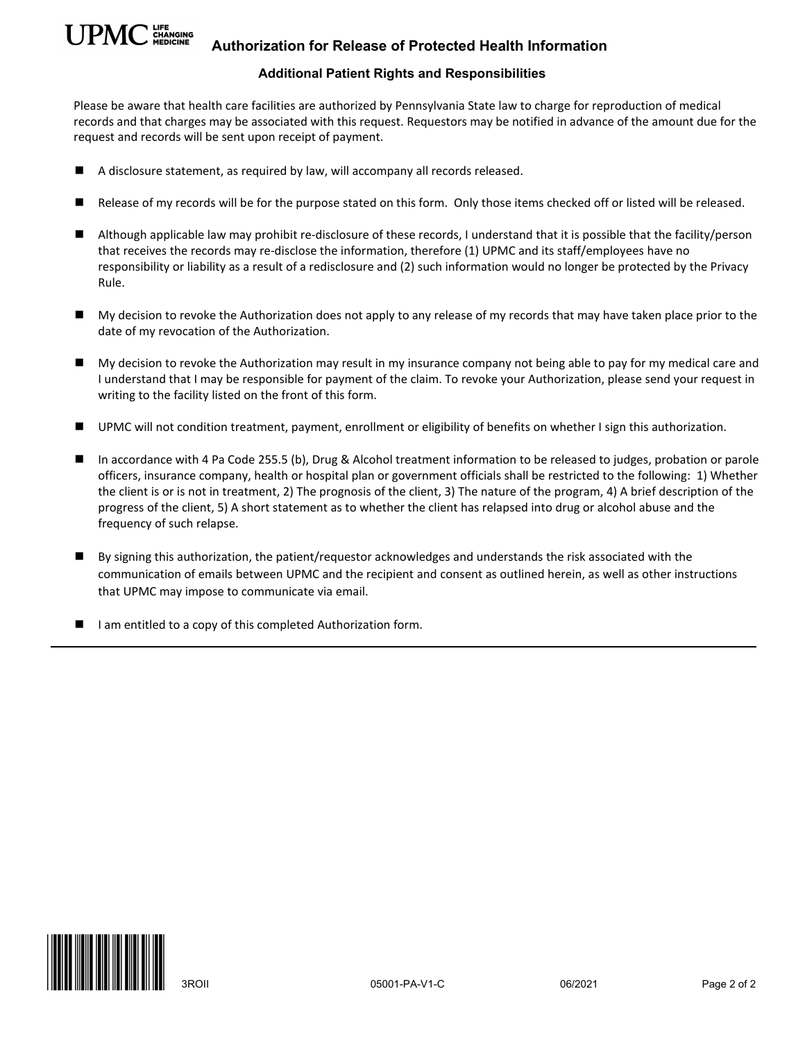# Authorization for Release of Protected Health Information

## Additional Patient Rights and Responsibilities

Please be aware that health care facilities are authorized by Pennsylvania State law to charge for reproduction of medical records and that charges may be associated with this request. Requestors may be notified in advance of the amount due for the request and records will be sent upon receipt of payment.

- A disclosure statement, as required by law, will accompany all records released.
- Release of my records will be for the purpose stated on this form. Only those items checked off or listed will be released.
- Although applicable law may prohibit re-disclosure of these records, I understand that it is possible that the facility/person that receives the records may re-disclose the information, therefore (1) UPMC and its staff/employees have no responsibility or liability as a result of a redisclosure and (2) such information would no longer be protected by the Privacy Rule.
- My decision to revoke the Authorization does not apply to any release of my records that may have taken place prior to the date of my revocation of the Authorization.
- My decision to revoke the Authorization may result in my insurance company not being able to pay for my medical care and I understand that I may be responsible for payment of the claim. To revoke your Authorization, please send your request in writing to the facility listed on the front of this form.
- UPMC will not condition treatment, payment, enrollment or eligibility of benefits on whether I sign this authorization.
- In accordance with 4 Pa Code 255.5 (b), Drug & Alcohol treatment information to be released to judges, probation or parole officers, insurance company, health or hospital plan or government officials shall be restricted to the following: 1) Whether the client is or is not in treatment, 2) The prognosis of the client, 3) The nature of the program, 4) A brief description of the progress of the client, 5) A short statement as to whether the client has relapsed into drug or alcohol abuse and the frequency of such relapse.
- By signing this authorization, the patient/requestor acknowledges and understands the risk associated with the communication of emails between UPMC and the recipient and consent as outlined herein, as well as other instructions that UPMC may impose to communicate via email.
- I am entitled to a copy of this completed Authorization form.

3ROII 05001-PA-V1-C 06/2021